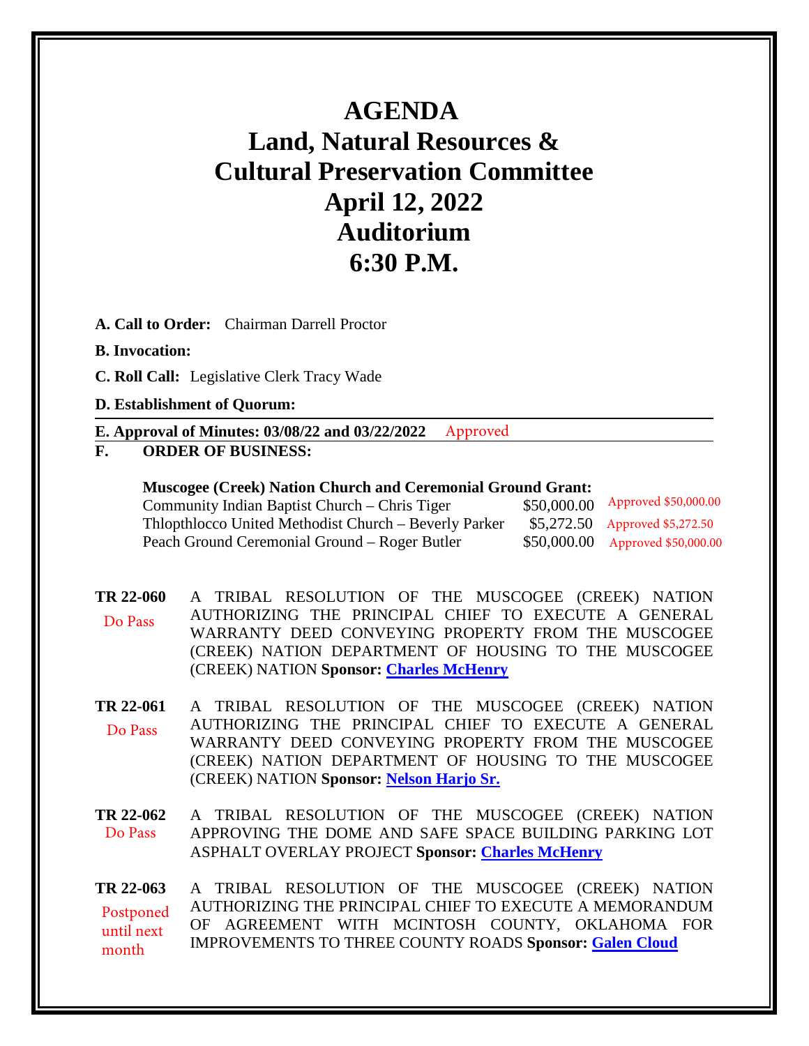# AGENDA
# Land, Natural Resources & Cultural Preservation Committee
# April 12, 2022
# Auditorium
# 6:30 P.M.

**A. Call to Order:** Chairman Darrell Proctor

**B. Invocation:**

**C. Roll Call:** Legislative Clerk Tracy Wade

**D. Establishment of Quorum:**

**E. Approval of Minutes: 03/08/22 and 03/22/2022** Approved

**F. ORDER OF BUSINESS:**

**Muscogee (Creek) Nation Church and Ceremonial Ground Grant:**

| | | |
|---|---|---|
| Community Indian Baptist Church – Chris Tiger | $50,000.00 | Approved $50,000.00 |
| Thlopthlocco United Methodist Church – Beverly Parker | $5,272.50 | Approved $5,272.50 |
| Peach Ground Ceremonial Ground – Roger Butler | $50,000.00 | Approved $50,000.00 |

**TR 22-060** — Do Pass
A TRIBAL RESOLUTION OF THE MUSCOGEE (CREEK) NATION AUTHORIZING THE PRINCIPAL CHIEF TO EXECUTE A GENERAL WARRANTY DEED CONVEYING PROPERTY FROM THE MUSCOGEE (CREEK) NATION DEPARTMENT OF HOUSING TO THE MUSCOGEE (CREEK) NATION **Sponsor: Charles McHenry**

**TR 22-061** — Do Pass
A TRIBAL RESOLUTION OF THE MUSCOGEE (CREEK) NATION AUTHORIZING THE PRINCIPAL CHIEF TO EXECUTE A GENERAL WARRANTY DEED CONVEYING PROPERTY FROM THE MUSCOGEE (CREEK) NATION DEPARTMENT OF HOUSING TO THE MUSCOGEE (CREEK) NATION **Sponsor: Nelson Harjo Sr.**

**TR 22-062** — Do Pass
A TRIBAL RESOLUTION OF THE MUSCOGEE (CREEK) NATION APPROVING THE DOME AND SAFE SPACE BUILDING PARKING LOT ASPHALT OVERLAY PROJECT **Sponsor: Charles McHenry**

**TR 22-063** — Postponed until next month
A TRIBAL RESOLUTION OF THE MUSCOGEE (CREEK) NATION AUTHORIZING THE PRINCIPAL CHIEF TO EXECUTE A MEMORANDUM OF AGREEMENT WITH MCINTOSH COUNTY, OKLAHOMA FOR IMPROVEMENTS TO THREE COUNTY ROADS **Sponsor: Galen Cloud**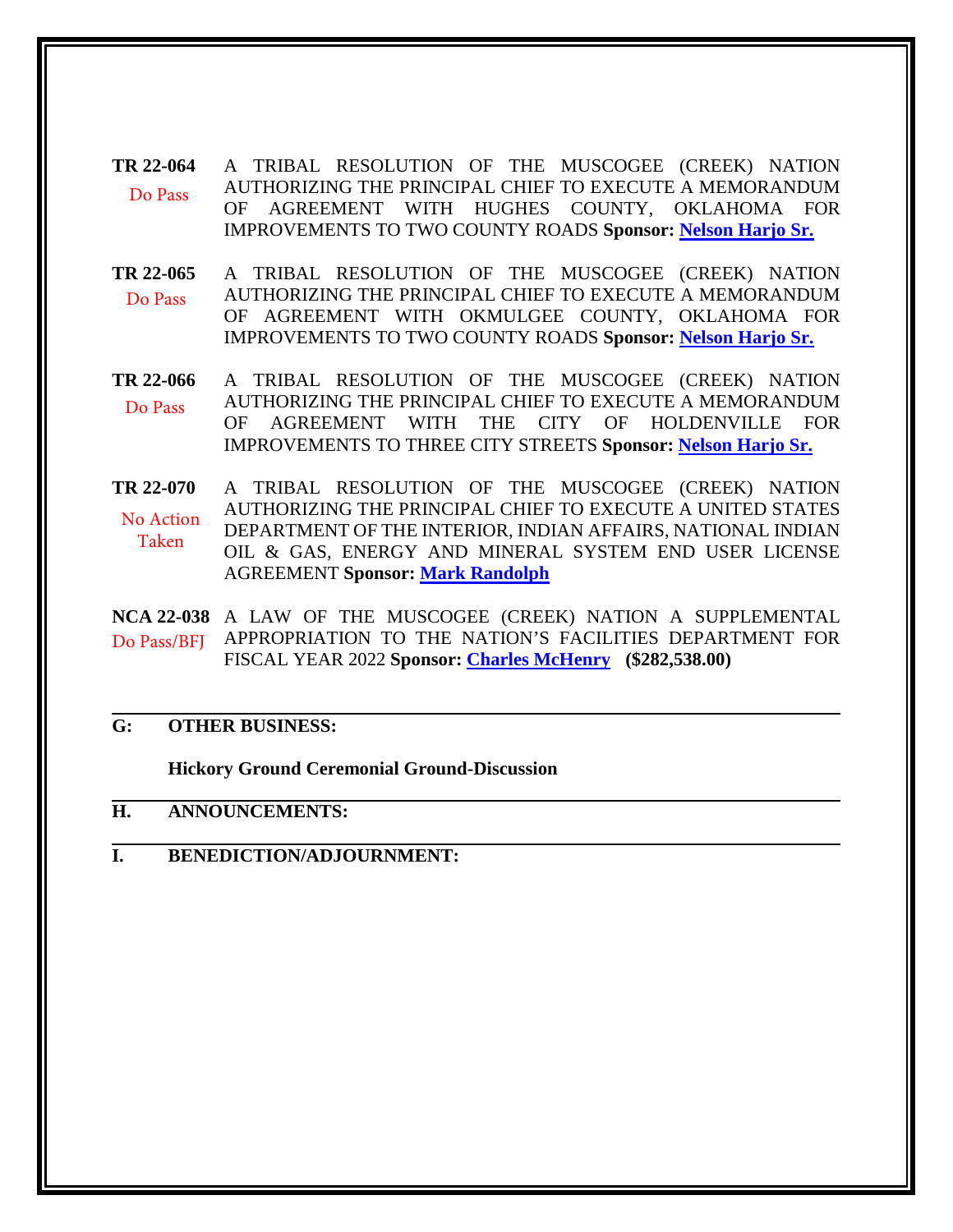**TR 22-064** Do Pass — A TRIBAL RESOLUTION OF THE MUSCOGEE (CREEK) NATION AUTHORIZING THE PRINCIPAL CHIEF TO EXECUTE A MEMORANDUM OF AGREEMENT WITH HUGHES COUNTY, OKLAHOMA FOR IMPROVEMENTS TO TWO COUNTY ROADS **Sponsor: Nelson Harjo Sr.**

**TR 22-065** Do Pass — A TRIBAL RESOLUTION OF THE MUSCOGEE (CREEK) NATION AUTHORIZING THE PRINCIPAL CHIEF TO EXECUTE A MEMORANDUM OF AGREEMENT WITH OKMULGEE COUNTY, OKLAHOMA FOR IMPROVEMENTS TO TWO COUNTY ROADS **Sponsor: Nelson Harjo Sr.**

**TR 22-066** Do Pass — A TRIBAL RESOLUTION OF THE MUSCOGEE (CREEK) NATION AUTHORIZING THE PRINCIPAL CHIEF TO EXECUTE A MEMORANDUM OF AGREEMENT WITH THE CITY OF HOLDENVILLE FOR IMPROVEMENTS TO THREE CITY STREETS **Sponsor: Nelson Harjo Sr.**

**TR 22-070** No Action Taken — A TRIBAL RESOLUTION OF THE MUSCOGEE (CREEK) NATION AUTHORIZING THE PRINCIPAL CHIEF TO EXECUTE A UNITED STATES DEPARTMENT OF THE INTERIOR, INDIAN AFFAIRS, NATIONAL INDIAN OIL & GAS, ENERGY AND MINERAL SYSTEM END USER LICENSE AGREEMENT **Sponsor: Mark Randolph**

**NCA 22-038** Do Pass/BFJ — A LAW OF THE MUSCOGEE (CREEK) NATION A SUPPLEMENTAL APPROPRIATION TO THE NATION'S FACILITIES DEPARTMENT FOR FISCAL YEAR 2022 **Sponsor: Charles McHenry** **($282,538.00)**

## G: OTHER BUSINESS:

**Hickory Ground Ceremonial Ground-Discussion**

## H. ANNOUNCEMENTS:

## I. BENEDICTION/ADJOURNMENT: